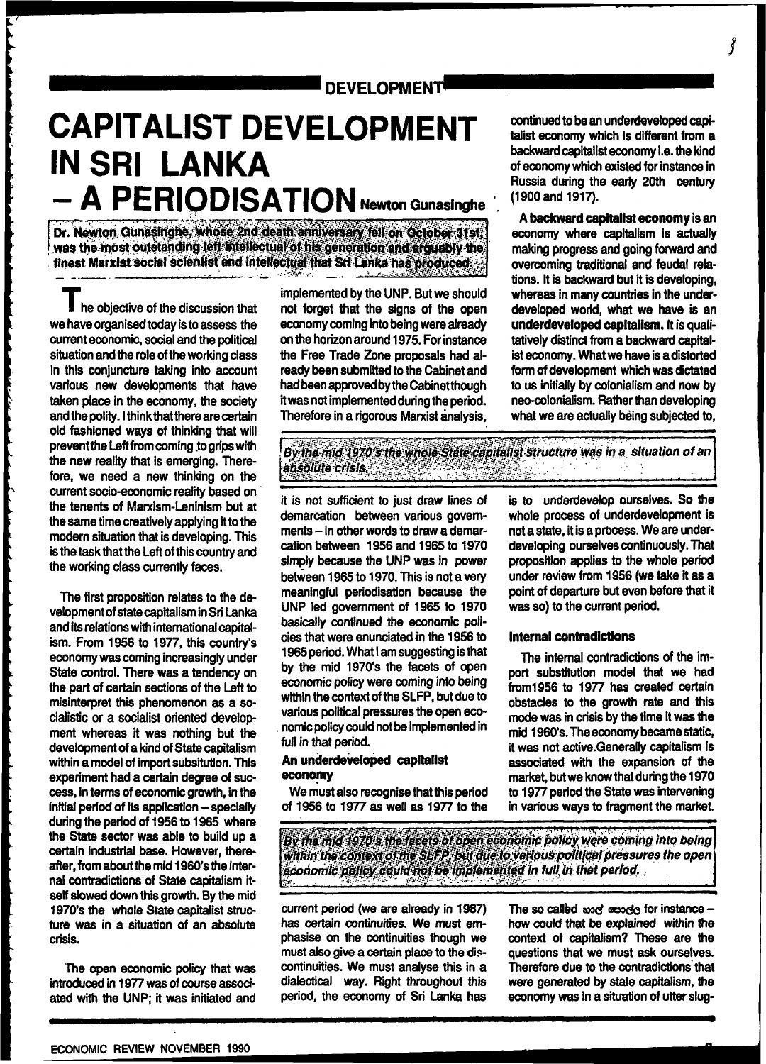DEVELOPMENT

# CAPITALIST DEVELOPMENT IN SRI LANKA – A PERIODISATION

**Newton Gunasinghe**

**Dr. Newton Gunasinghe, whose 2nd death anniversary fell on October 31st, was the most outstanding left intellectual of his generation and arguably the finest Marxist social scientist and intellectual that Sri Lanka has produced.**

The objective of the discussion that we have organised today is to assess the current economic, social and the political situation and the role of the working class in this conjuncture taking into account various new developments that have taken place in the economy, the society and the polity. I think that there are certain old fashioned ways of thinking that will prevent the Left from coming to grips with the new reality that is emerging. Therefore, we need a new thinking on the current socio-economic reality based on the tenents of Marxism-Leninism but at the same time creatively applying it to the modern situation that is developing. This is the task that the Left of this country and the working class currently faces.

The first proposition relates to the development of state capitalism in Sri Lanka and its relations with international capitalism. From 1956 to 1977, this country's economy was coming increasingly under State control. There was a tendency on the part of certain sections of the Left to misinterpret this phenomenon as a socialistic or a socialist oriented development whereas it was nothing but the development of a kind of State capitalism within a model of import subsitution. This experiment had a certain degree of success, in terms of economic growth, in the initial period of its application – specially during the period of 1956 to 1965 where the State sector was able to build up a certain industrial base. However, thereafter, from about the mid 1960's the internal contradictions of State capitalism itself slowed down this growth. By the mid 1970's the whole State capitalist structure was in a situation of an absolute crisis.

The open economic policy that was introduced in 1977 was of course associated with the UNP; it was initiated and implemented by the UNP. But we should not forget that the signs of the open economy coming into being were already on the horizon around 1975. For instance the Free Trade Zone proposals had already been submitted to the Cabinet and had been approved by the Cabinet though it was not implemented during the period. Therefore in a rigorous Marxist analysis, it is not sufficient to just draw lines of demarcation between various governments – in other words to draw a demarcation between 1956 and 1965 to 1970 simply because the UNP was in power between 1965 to 1970. This is not a very meaningful periodisation because the UNP led government of 1965 to 1970 basically continued the economic policies that were enunciated in the 1956 to 1965 period. What I am suggesting is that by the mid 1970's the facets of open economic policy were coming into being within the context of the SLFP, but due to various political pressures the open economic policy could not be implemented in full in that period.

*By the mid 1970's the whole State capitalist structure was in a situation of an absolute crisis.*

### An underdeveloped capitalist economy

We must also recognise that this period of 1956 to 1977 as well as 1977 to the current period (we are already in 1987) has certain continuities. We must emphasise on the continuities though we must also give a certain place to the discontinuities. We must analyse this in a dialectical way. Right throughout this period, the economy of Sri Lanka has continued to be an underdeveloped capitalist economy which is different from a backward capitalist economy i.e. the kind of economy which existed for instance in Russia during the early 20th century (1900 and 1917).

**A backward capitalist economy** is an economy where capitalism is actually making progress and going forward and overcoming traditional and feudal relations. It is backward but it is developing, whereas in many countries in the underdeveloped world, what we have is an **underdeveloped capitalism.** It is qualitatively distinct from a backward capitalist economy. What we have is a distorted form of development which was dictated to us initially by colonialism and now by neo-colonialism. Rather than developing what we are actually being subjected to, is to underdevelop ourselves. So the whole process of underdevelopment is not a state, it is a process. We are underdeveloping ourselves continuously. That proposition applies to the whole period under review from 1956 (we take it as a point of departure but even before that it was so) to the current period.

*By the mid 1970's the facets of open economic policy were coming into being within the context of the SLFP, but due to various political pressures the open economic policy could not be implemented in full in that period.*

### Internal contradictions

The internal contradictions of the import substitution model that we had from1956 to 1977 has created certain obstacles to the growth rate and this mode was in crisis by the time it was the mid 1960's. The economy became static, it was not active.Generally capitalism is associated with the expansion of the market, but we know that during the 1970 to 1977 period the State was intervening in various ways to fragment the market.

The so called ගොඩ පොළ for instance – how could that be explained within the context of capitalism? These are the questions that we must ask ourselves. Therefore due to the contradictions that were generated by state capitalism, the economy was in a situation of utter slug-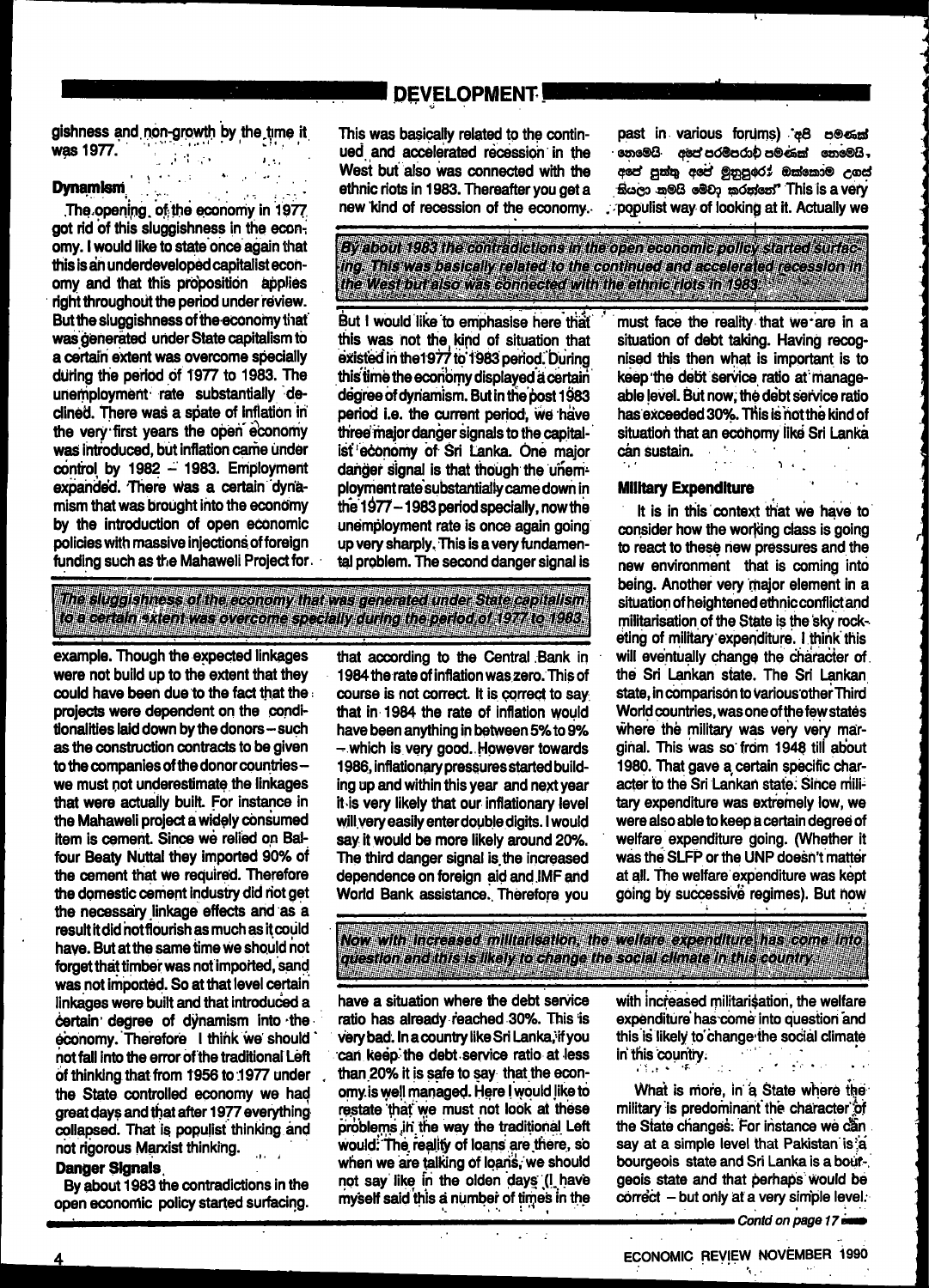gishness and non-growth by the time it was 1977.

## Dynamism

The opening of the economy in 1977 got rid of this sluggishness in the economy. I would like to state once again that this is an underdeveloped capitalist economy and that this proposition applies right throughout the period under review. But the sluggishness of the economy that was generated under State capitalism to a certain extent was overcome specially during the period of 1977 to 1983. The unemployment rate substantially declined. There was a spate of inflation in the very first years the open economy was introduced, but inflation came under control by 1982 – 1983. Employment expanded. There was a certain dynamism that was brought into the economy by the introduction of open economic policies with massive injections of foreign funding such as the Mahaweli Project for example. Though the expected linkages were not build up to the extent that they could have been due to the fact that the projects were dependent on the conditionalities laid down by the donors – such as the construction contracts to be given to the companies of the donor countries – we must not underestimate the linkages that were actually built. For instance in the Mahaweli project a widely consumed item is cement. Since we relied on Balfour Beaty Nuttal they imported 90% of the cement that we required. Therefore the domestic cement industry did not get the necessary linkage effects and as a result it did not flourish as much as it could have. But at the same time we should not forget that timber was not imported, sand was not imported. So at that level certain linkages were built and that introduced a certain degree of dynamism into the economy. Therefore I think we should not fall into the error of the traditional Left of thinking that from 1956 to 1977 under the State controlled economy we had great days and that after 1977 everything collapsed. That is populist thinking and not rigorous Marxist thinking.

> The sluggishness of the economy that was generated under State capitalism to a certain extent was overcome specially during the period of 1977 to 1983.

## Danger Signals

By about 1983 the contradictions in the open economic policy started surfacing. This was basically related to the continued and accelerated recession in the West but also was connected with the ethnic riots in 1983. Thereafter you get a new kind of recession of the economy.

> By about 1983 the contradictions in the open economic policy started surfacing. This was basically related to the continued and accelerated recession in the West but also was connected with the ethnic riots in 1983.

But I would like to emphasise here that this was not the kind of situation that existed in the 1977 to 1983 period. During this time the economy displayed a certain degree of dynamism. But in the post 1983 period i.e. the current period, we have three major danger signals to the capitalist economy of Sri Lanka. One major danger signal is that though the unemployment rate substantially came down in the 1977 – 1983 period specially, now the unemployment rate is once again going up very sharply. This is a very fundamental problem. The second danger signal is that according to the Central Bank in 1984 the rate of inflation was zero. This of course is not correct. It is correct to say that in 1984 the rate of inflation would have been anything in between 5% to 9% – which is very good. However towards 1986, inflationary pressures started building up and within this year and next year it is very likely that our inflationary level will very easily enter double digits. I would say it would be more likely around 20%. The third danger signal is the increased dependence on foreign aid and IMF and World Bank assistance. Therefore you have a situation where the debt service ratio has already reached 30%. This is very bad. In a country like Sri Lanka, if you can keep the debt service ratio at less than 20% it is safe to say that the economy is well managed. Here I would like to restate that we must not look at these problems in the way the traditional Left would. The reality of loans are there, so when we are talking of loans, we should not say like in the olden days (I have myself said this a number of times in the past in various forums) "අපි පමණක් නොවෙයි අපේ පරම්පරාව පමණක් නොවෙයි, අපේ පුත්‍ර අපේ මුනුපුරෝ් ඔක්කොම ලගේ සියලු නමයි මෙවා කරන්නේ" This is a very populist way of looking at it. Actually we must face the reality that we are in a situation of debt taking. Having recognised this then what is important is to keep the debt service ratio at manageable level. But now, the debt service ratio has exceeded 30%. This is not the kind of situation that an economy like Sri Lanka can sustain.

## Military Expenditure

It is in this context that we have to consider how the working class is going to react to these new pressures and the new environment that is coming into being. Another very major element in a situation of heightened ethnic conflict and militarisation of the State is the sky rocketing of military expenditure. I think this will eventually change the character of the Sri Lankan state. The Sri Lankan state, in comparison to various other Third World countries, was one of the few states where the military was very very marginal. This was so from 1948 till about 1980. That gave a certain specific character to the Sri Lankan state. Since military expenditure was extremely low, we were also able to keep a certain degree of welfare expenditure going. (Whether it was the SLFP or the UNP doesn't matter at all. The welfare expenditure was kept going by successive regimes). But now with increased militarisation, the welfare expenditure has come into question and this is likely to change the social climate in this country.

> Now with increased militarisation, the welfare expenditure has come into question and this is likely to change the social climate in this country.

What is more, in a State where the military is predominant the character of the State changes. For instance we can say at a simple level that Pakistan is a bourgeois state and Sri Lanka is a bourgeois state and that perhaps would be correct – but only at a very simple level.

Contd on page 17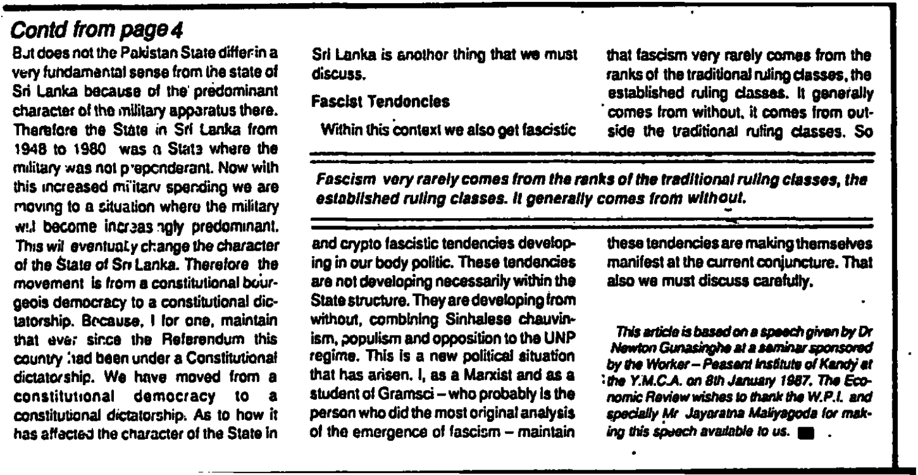*Contd from page 4*

But does not the Pakistan State differ in a very fundamental sense from the state of Sri Lanka because of the predominant character of the military apparatus there. Therefore the State in Sri Lanka from 1948 to 1980 was a State where the military was not preponderant. Now with this increased military spending we are moving to a situation where the military will become increasingly predominant. This will eventually change the character of the State of Sri Lanka. Therefore the movement is from a constitutional bourgeois democracy to a constitutional dictatorship. Because, I for one, maintain that ever since the Referendum this country had been under a Constitutional dictatorship. We have moved from a constitutional democracy to a constitutional dictatorship. As to how it has affected the character of the State in Sri Lanka is another thing that we must discuss.

**Fascist Tendencies**

Within this context we also get fascistic and crypto fascistic tendencies developing in our body politic. These tendencies are not developing necessarily within the State structure. They are developing from without, combining Sinhalese chauvinism, populism and opposition to the UNP regime. This is a new political situation that has arisen. I, as a Marxist and as a student of Gramsci – who probably is the person who did the most original analysis of the emergence of fascism – maintain that fascism very rarely comes from the ranks of the traditional ruling classes, the established ruling classes. It generally comes from without, it comes from outside the traditional ruling classes. So these tendencies are making themselves manifest at the current conjuncture. That also we must discuss carefully.

***Fascism very rarely comes from the ranks of the traditional ruling classes, the established ruling classes. It generally comes from without.***

*This article is based on a speech given by Dr Newton Gunasinghe at a seminar sponsored by the Worker – Peasant Institute of Kandy at the Y.M.C.A. on 8th January 1987. The Economic Review wishes to thank the W.P.I. and specially Mr Jayaratna Maliyagoda for making this speech available to us.*